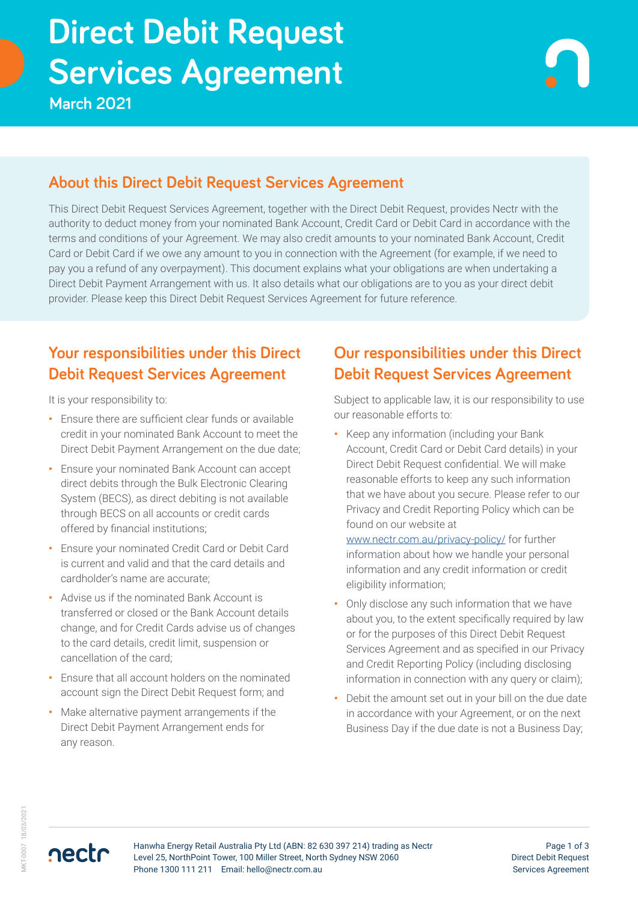# Direct Debit Request Services Agreement

March 2021

## About this Direct Debit Request Services Agreement

This Direct Debit Request Services Agreement, together with the Direct Debit Request, provides Nectr with the authority to deduct money from your nominated Bank Account, Credit Card or Debit Card in accordance with the terms and conditions of your Agreement. We may also credit amounts to your nominated Bank Account, Credit Card or Debit Card if we owe any amount to you in connection with the Agreement (for example, if we need to pay you a refund of any overpayment). This document explains what your obligations are when undertaking a Direct Debit Payment Arrangement with us. It also details what our obligations are to you as your direct debit provider. Please keep this Direct Debit Request Services Agreement for future reference.

## Your responsibilities under this Direct Debit Request Services Agreement

It is your responsibility to:

- Ensure there are sufficient clear funds or available credit in your nominated Bank Account to meet the Direct Debit Payment Arrangement on the due date;
- Ensure your nominated Bank Account can accept direct debits through the Bulk Electronic Clearing System (BECS), as direct debiting is not available through BECS on all accounts or credit cards offered by financial institutions;
- Ensure your nominated Credit Card or Debit Card is current and valid and that the card details and cardholder's name are accurate;
- Advise us if the nominated Bank Account is transferred or closed or the Bank Account details change, and for Credit Cards advise us of changes to the card details, credit limit, suspension or cancellation of the card;
- Ensure that all account holders on the nominated account sign the Direct Debit Request form; and
- Make alternative payment arrangements if the Direct Debit Payment Arrangement ends for any reason.

## Our responsibilities under this Direct Debit Request Services Agreement

Subject to applicable law, it is our responsibility to use our reasonable efforts to:

- Keep any information (including your Bank Account, Credit Card or Debit Card details) in your Direct Debit Request confidential. We will make reasonable efforts to keep any such information that we have about you secure. Please refer to our Privacy and Credit Reporting Policy which can be found on our website at [www.nectr.com.au/privacy-policy/](www.nectr.com.au/privacy-policy/) for further information about how we handle your personal information and any credit information or credit eligibility information;
- Only disclose any such information that we have about you, to the extent specifically required by law or for the purposes of this Direct Debit Request Services Agreement and as specified in our Privacy and Credit Reporting Policy (including disclosing information in connection with any query or claim);
- Debit the amount set out in your bill on the due date in accordance with your Agreement, or on the next Business Day if the due date is not a Business Day;

Hanwha Energy Retail Australia Pty Ltd (ABN: 82 630 397 214) trading as Nectr
Level 25, NorthPoint Tower, 100 Miller Street, North Sydney NSW 2060
Phone 1300 111 211 Email: hello@nectr.com.au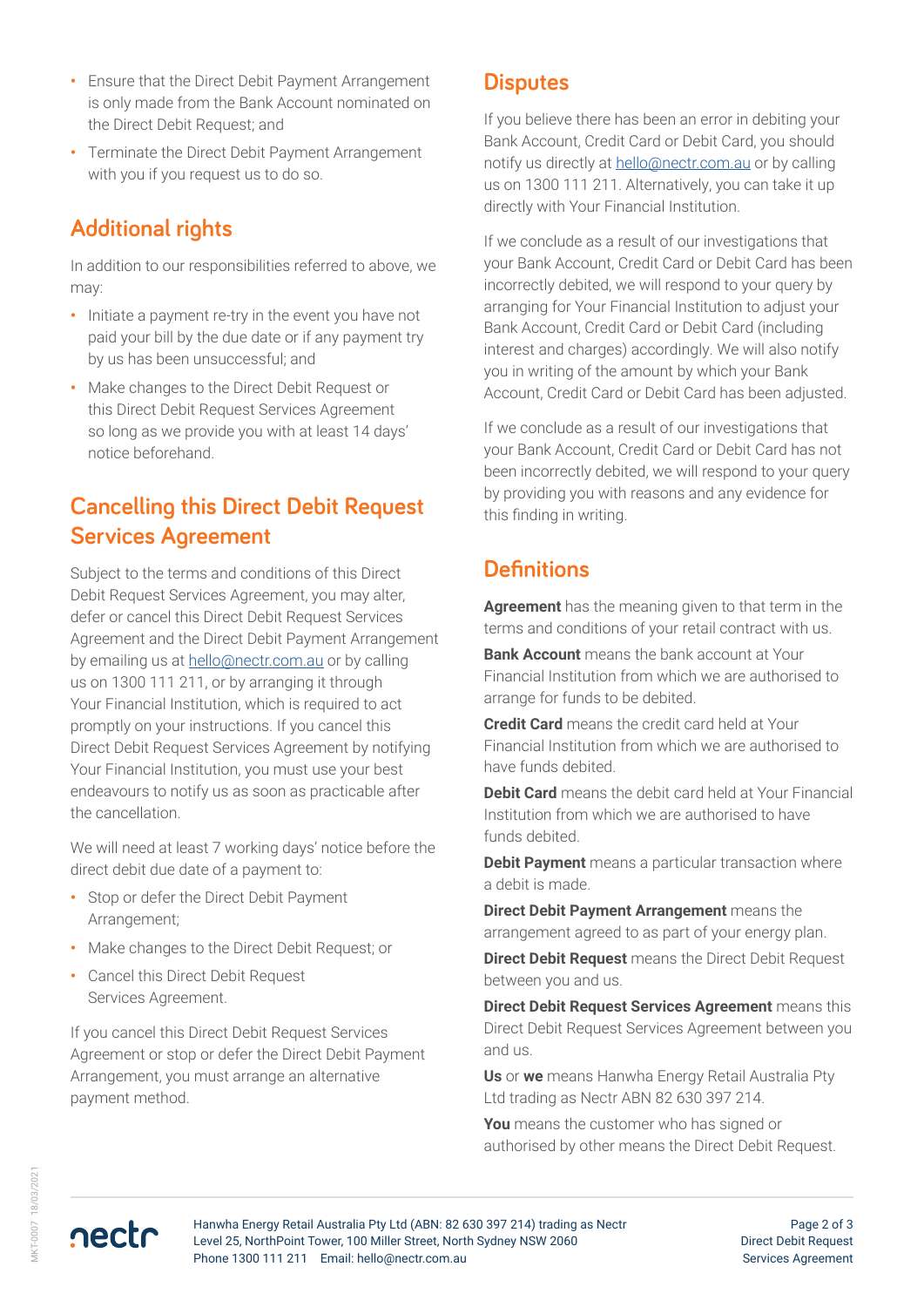- Ensure that the Direct Debit Payment Arrangement is only made from the Bank Account nominated on the Direct Debit Request; and
- Terminate the Direct Debit Payment Arrangement with you if you request us to do so.

## Additional rights

In addition to our responsibilities referred to above, we may:

- Initiate a payment re-try in the event you have not paid your bill by the due date or if any payment try by us has been unsuccessful; and
- Make changes to the Direct Debit Request or this Direct Debit Request Services Agreement so long as we provide you with at least 14 days' notice beforehand.

## Cancelling this Direct Debit Request Services Agreement

Subject to the terms and conditions of this Direct Debit Request Services Agreement, you may alter, defer or cancel this Direct Debit Request Services Agreement and the Direct Debit Payment Arrangement by emailing us at hello@nectr.com.au or by calling us on 1300 111 211, or by arranging it through Your Financial Institution, which is required to act promptly on your instructions. If you cancel this Direct Debit Request Services Agreement by notifying Your Financial Institution, you must use your best endeavours to notify us as soon as practicable after the cancellation.

We will need at least 7 working days' notice before the direct debit due date of a payment to:

- Stop or defer the Direct Debit Payment Arrangement;
- Make changes to the Direct Debit Request; or
- Cancel this Direct Debit Request Services Agreement.

If you cancel this Direct Debit Request Services Agreement or stop or defer the Direct Debit Payment Arrangement, you must arrange an alternative payment method.

## Disputes

If you believe there has been an error in debiting your Bank Account, Credit Card or Debit Card, you should notify us directly at hello@nectr.com.au or by calling us on 1300 111 211. Alternatively, you can take it up directly with Your Financial Institution.

If we conclude as a result of our investigations that your Bank Account, Credit Card or Debit Card has been incorrectly debited, we will respond to your query by arranging for Your Financial Institution to adjust your Bank Account, Credit Card or Debit Card (including interest and charges) accordingly. We will also notify you in writing of the amount by which your Bank Account, Credit Card or Debit Card has been adjusted.

If we conclude as a result of our investigations that your Bank Account, Credit Card or Debit Card has not been incorrectly debited, we will respond to your query by providing you with reasons and any evidence for this finding in writing.

## Definitions

**Agreement** has the meaning given to that term in the terms and conditions of your retail contract with us.

**Bank Account** means the bank account at Your Financial Institution from which we are authorised to arrange for funds to be debited.

**Credit Card** means the credit card held at Your Financial Institution from which we are authorised to have funds debited.

**Debit Card** means the debit card held at Your Financial Institution from which we are authorised to have funds debited.

**Debit Payment** means a particular transaction where a debit is made.

**Direct Debit Payment Arrangement** means the arrangement agreed to as part of your energy plan.

**Direct Debit Request** means the Direct Debit Request between you and us.

**Direct Debit Request Services Agreement** means this Direct Debit Request Services Agreement between you and us.

**Us** or **we** means Hanwha Energy Retail Australia Pty Ltd trading as Nectr ABN 82 630 397 214.

**You** means the customer who has signed or authorised by other means the Direct Debit Request.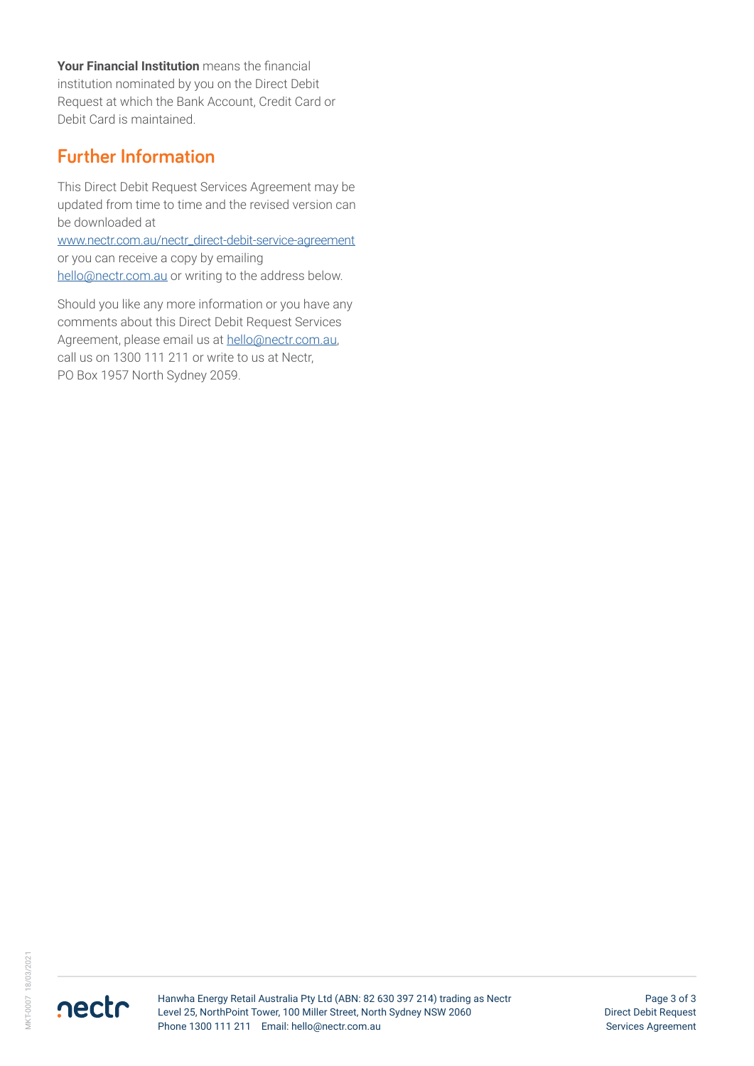**Your Financial Institution** means the financial institution nominated by you on the Direct Debit Request at which the Bank Account, Credit Card or Debit Card is maintained.

## Further Information

This Direct Debit Request Services Agreement may be updated from time to time and the revised version can be downloaded at www.nectr.com.au/nectr_direct-debit-service-agreement or you can receive a copy by emailing hello@nectr.com.au or writing to the address below.

Should you like any more information or you have any comments about this Direct Debit Request Services Agreement, please email us at hello@nectr.com.au, call us on 1300 111 211 or write to us at Nectr, PO Box 1957 North Sydney 2059.

Hanwha Energy Retail Australia Pty Ltd (ABN: 82 630 397 214) trading as Nectr
Level 25, NorthPoint Tower, 100 Miller Street, North Sydney NSW 2060
Phone 1300 111 211 Email: hello@nectr.com.au